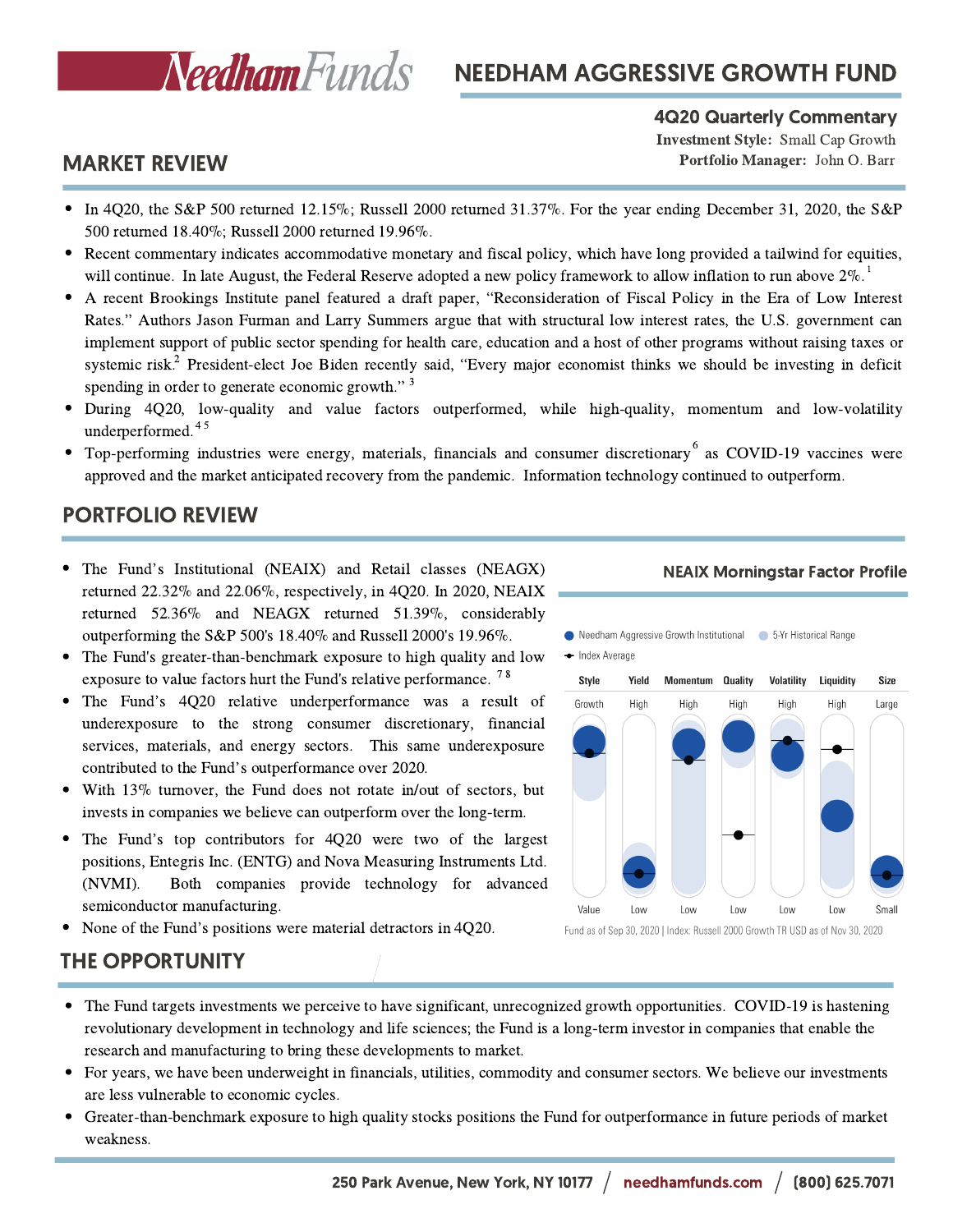# NEEDHAM AGGRESSIVE GROWTH FUND

## 4Q20 Quarterly Commentary

**Investment Style:** Small Cap Growth
**Portfolio Manager:** John O. Barr

## MARKET REVIEW

- In 4Q20, the S&P 500 returned 12.15%; Russell 2000 returned 31.37%. For the year ending December 31, 2020, the S&P 500 returned 18.40%; Russell 2000 returned 19.96%.
- Recent commentary indicates accommodative monetary and fiscal policy, which have long provided a tailwind for equities, will continue. In late August, the Federal Reserve adopted a new policy framework to allow inflation to run above 2%.[1]
- A recent Brookings Institute panel featured a draft paper, "Reconsideration of Fiscal Policy in the Era of Low Interest Rates." Authors Jason Furman and Larry Summers argue that with structural low interest rates, the U.S. government can implement support of public sector spending for health care, education and a host of other programs without raising taxes or systemic risk.[2] President-elect Joe Biden recently said, "Every major economist thinks we should be investing in deficit spending in order to generate economic growth."[3]
- During 4Q20, low-quality and value factors outperformed, while high-quality, momentum and low-volatility underperformed.[4 5]
- Top-performing industries were energy, materials, financials and consumer discretionary[6] as COVID-19 vaccines were approved and the market anticipated recovery from the pandemic. Information technology continued to outperform.

## PORTFOLIO REVIEW

- The Fund's Institutional (NEAIX) and Retail classes (NEAGX) returned 22.32% and 22.06%, respectively, in 4Q20. In 2020, NEAIX returned 52.36% and NEAGX returned 51.39%, considerably outperforming the S&P 500's 18.40% and Russell 2000's 19.96%.
- The Fund's greater-than-benchmark exposure to high quality and low exposure to value factors hurt the Fund's relative performance.[7 8]
- The Fund's 4Q20 relative underperformance was a result of underexposure to the strong consumer discretionary, financial services, materials, and energy sectors. This same underexposure contributed to the Fund's outperformance over 2020.
- With 13% turnover, the Fund does not rotate in/out of sectors, but invests in companies we believe can outperform over the long-term.
- The Fund's top contributors for 4Q20 were two of the largest positions, Entegris Inc. (ENTG) and Nova Measuring Instruments Ltd. (NVMI). Both companies provide technology for advanced semiconductor manufacturing.
- None of the Fund's positions were material detractors in 4Q20.

### NEAIX Morningstar Factor Profile

Legend: Needham Aggressive Growth Institutional; 5-Yr Historical Range; Index Average

| Style | Yield | Momentum | Quality | Volatility | Liquidity | Size |
|---|---|---|---|---|---|---|
| Growth | High | High | High | High | High | Large |
| Value | Low | Low | Low | Low | Low | Small |

Fund as of Sep 30, 2020 | Index: Russell 2000 Growth TR USD as of Nov 30, 2020

## THE OPPORTUNITY

- The Fund targets investments we perceive to have significant, unrecognized growth opportunities. COVID-19 is hastening revolutionary development in technology and life sciences; the Fund is a long-term investor in companies that enable the research and manufacturing to bring these developments to market.
- For years, we have been underweight in financials, utilities, commodity and consumer sectors. We believe our investments are less vulnerable to economic cycles.
- Greater-than-benchmark exposure to high quality stocks positions the Fund for outperformance in future periods of market weakness.

250 Park Avenue, New York, NY 10177 / needhamfunds.com / (800) 625.7071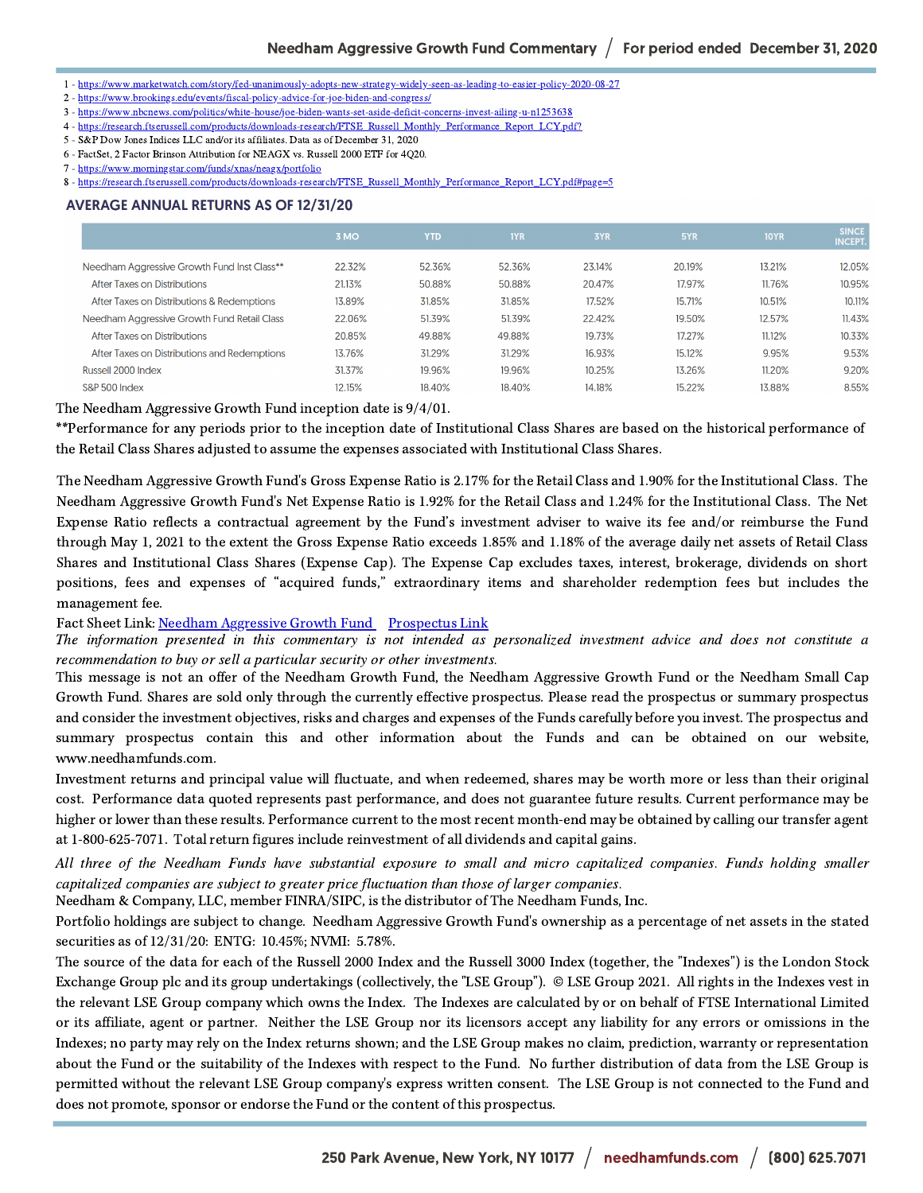1 - https://www.marketwatch.com/story/fed-unanimously-adopts-new-strategy-widely-seen-as-leading-to-easier-policy-2020-08-27
2 - https://www.brookings.edu/events/fiscal-policy-advice-for-joe-biden-and-congress/
3 - https://www.nbcnews.com/politics/white-house/joe-biden-wants-set-aside-deficit-concerns-invest-ailing-u-n1253638
4 - https://research.ftserussell.com/products/downloads-research/FTSE_Russell_Monthly_Performance_Report_LCY.pdf?
5 - S&P Dow Jones Indices LLC and/or its affiliates. Data as of December 31, 2020
6 - FactSet, 2 Factor Brinson Attribution for NEAGX vs. Russell 2000 ETF for 4Q20.
7 - https://www.morningstar.com/funds/xnas/neagx/portfolio
8 - https://research.ftserussell.com/products/downloads-research/FTSE_Russell_Monthly_Performance_Report_LCY.pdf#page=5

## AVERAGE ANNUAL RETURNS AS OF 12/31/20

| | 3 MO | YTD | 1YR | 3YR | 5YR | 10YR | SINCE INCEPT. |
|---|---|---|---|---|---|---|---|
| Needham Aggressive Growth Fund Inst Class** | 22.32% | 52.36% | 52.36% | 23.14% | 20.19% | 13.21% | 12.05% |
| After Taxes on Distributions | 21.13% | 50.88% | 50.88% | 20.47% | 17.97% | 11.76% | 10.95% |
| After Taxes on Distributions & Redemptions | 13.89% | 31.85% | 31.85% | 17.52% | 15.71% | 10.51% | 10.11% |
| Needham Aggressive Growth Fund Retail Class | 22.06% | 51.39% | 51.39% | 22.42% | 19.50% | 12.57% | 11.43% |
| After Taxes on Distributions | 20.85% | 49.88% | 49.88% | 19.73% | 17.27% | 11.12% | 10.33% |
| After Taxes on Distributions and Redemptions | 13.76% | 31.29% | 31.29% | 16.93% | 15.12% | 9.95% | 9.53% |
| Russell 2000 Index | 31.37% | 19.96% | 19.96% | 10.25% | 13.26% | 11.20% | 9.20% |
| S&P 500 Index | 12.15% | 18.40% | 18.40% | 14.18% | 15.22% | 13.88% | 8.55% |

The Needham Aggressive Growth Fund inception date is 9/4/01.

**Performance for any periods prior to the inception date of Institutional Class Shares are based on the historical performance of the Retail Class Shares adjusted to assume the expenses associated with Institutional Class Shares.

The Needham Aggressive Growth Fund's Gross Expense Ratio is 2.17% for the Retail Class and 1.90% for the Institutional Class. The Needham Aggressive Growth Fund's Net Expense Ratio is 1.92% for the Retail Class and 1.24% for the Institutional Class. The Net Expense Ratio reflects a contractual agreement by the Fund's investment adviser to waive its fee and/or reimburse the Fund through May 1, 2021 to the extent the Gross Expense Ratio exceeds 1.85% and 1.18% of the average daily net assets of Retail Class Shares and Institutional Class Shares (Expense Cap). The Expense Cap excludes taxes, interest, brokerage, dividends on short positions, fees and expenses of "acquired funds," extraordinary items and shareholder redemption fees but includes the management fee.

Fact Sheet Link: Needham Aggressive Growth Fund  Prospectus Link

*The information presented in this commentary is not intended as personalized investment advice and does not constitute a recommendation to buy or sell a particular security or other investments.*

This message is not an offer of the Needham Growth Fund, the Needham Aggressive Growth Fund or the Needham Small Cap Growth Fund. Shares are sold only through the currently effective prospectus. Please read the prospectus or summary prospectus and consider the investment objectives, risks and charges and expenses of the Funds carefully before you invest. The prospectus and summary prospectus contain this and other information about the Funds and can be obtained on our website, www.needhamfunds.com.

Investment returns and principal value will fluctuate, and when redeemed, shares may be worth more or less than their original cost. Performance data quoted represents past performance, and does not guarantee future results. Current performance may be higher or lower than these results. Performance current to the most recent month-end may be obtained by calling our transfer agent at 1-800-625-7071. Total return figures include reinvestment of all dividends and capital gains.

*All three of the Needham Funds have substantial exposure to small and micro capitalized companies. Funds holding smaller capitalized companies are subject to greater price fluctuation than those of larger companies.*

Needham & Company, LLC, member FINRA/SIPC, is the distributor of The Needham Funds, Inc.

Portfolio holdings are subject to change. Needham Aggressive Growth Fund's ownership as a percentage of net assets in the stated securities as of 12/31/20: ENTG: 10.45%; NVMI: 5.78%.

The source of the data for each of the Russell 2000 Index and the Russell 3000 Index (together, the "Indexes") is the London Stock Exchange Group plc and its group undertakings (collectively, the "LSE Group"). © LSE Group 2021. All rights in the Indexes vest in the relevant LSE Group company which owns the Index. The Indexes are calculated by or on behalf of FTSE International Limited or its affiliate, agent or partner. Neither the LSE Group nor its licensors accept any liability for any errors or omissions in the Indexes; no party may rely on the Index returns shown; and the LSE Group makes no claim, prediction, warranty or representation about the Fund or the suitability of the Indexes with respect to the Fund. No further distribution of data from the LSE Group is permitted without the relevant LSE Group company's express written consent. The LSE Group is not connected to the Fund and does not promote, sponsor or endorse the Fund or the content of this prospectus.